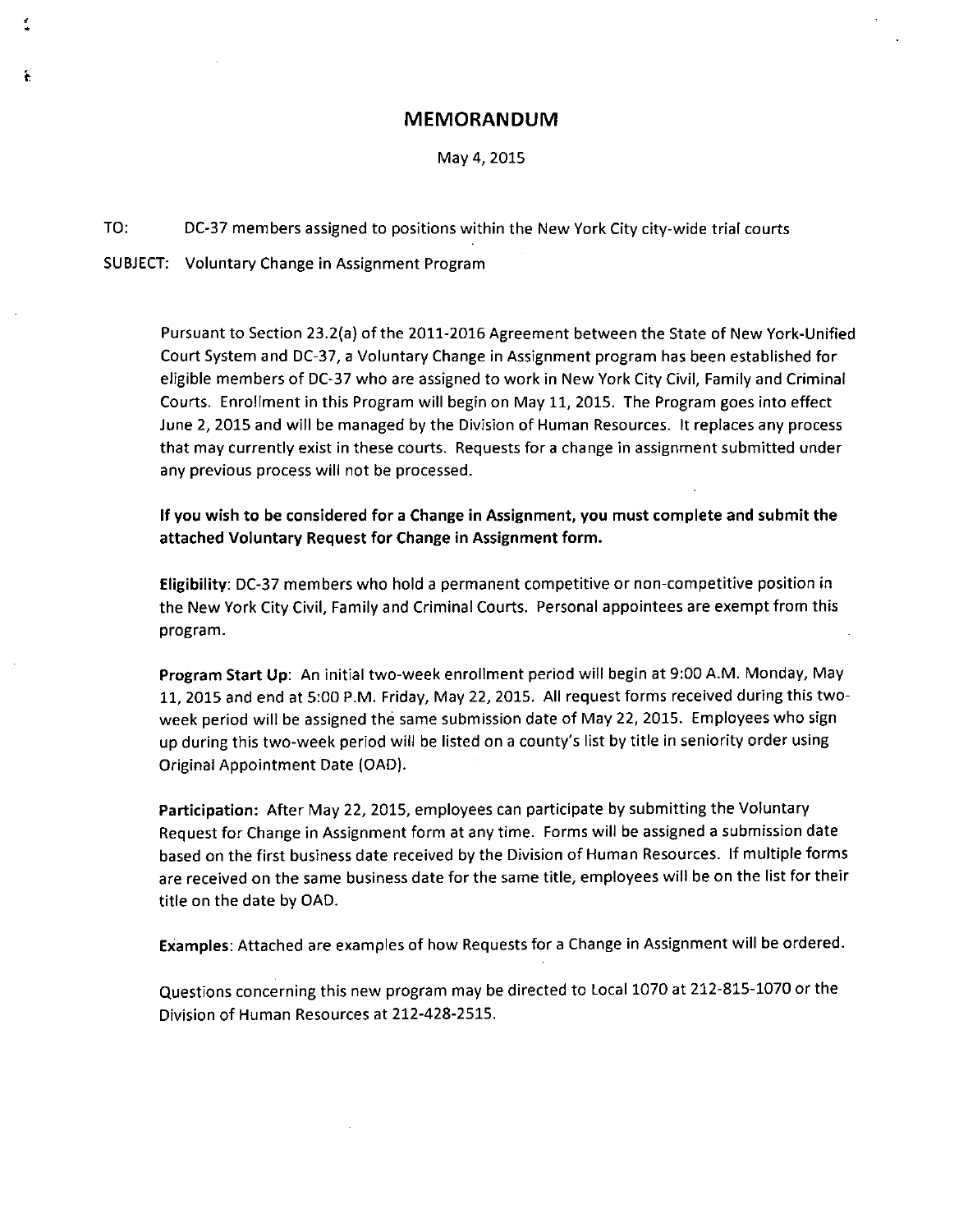# MEMORANDUM

May 4, 2015

TO: DC-37 members assigned to positions within the New York City city-wide trial courts

SUBJECT: Voluntary Change in Assignment Program

Pursuant to Section 23.2(a) of the 2011-2016 Agreement between the State of New York-Unified Court System and DC-37, a Voluntary Change in Assignment program has been established for eligible members of DC-37 who are assigned to work in New York City Civil, Family and Criminal Courts. Enrollment in this Program will begin on May 11, 2015. The Program goes into effect June 2, 2015 and will be managed by the Division of Human Resources. It replaces any process that may currently exist in these courts. Requests for a change in assignment submitted under any previous process will not be processed.

**If you wish to be considered for a Change in Assignment, you must complete and submit the attached Voluntary Request for Change in Assignment form.**

**Eligibility**: DC-37 members who hold a permanent competitive or non-competitive position in the New York City Civil, Family and Criminal Courts. Personal appointees are exempt from this program.

**Program Start Up**: An initial two-week enrollment period will begin at 9:00 A.M. Monday, May 11, 2015 and end at 5:00 P.M. Friday, May 22, 2015. All request forms received during this two-week period will be assigned the same submission date of May 22, 2015. Employees who sign up during this two-week period will be listed on a county's list by title in seniority order using Original Appointment Date (OAD).

**Participation:** After May 22, 2015, employees can participate by submitting the Voluntary Request for Change in Assignment form at any time. Forms will be assigned a submission date based on the first business date received by the Division of Human Resources. If multiple forms are received on the same business date for the same title, employees will be on the list for their title on the date by OAD.

**Examples**: Attached are examples of how Requests for a Change in Assignment will be ordered.

Questions concerning this new program may be directed to Local 1070 at 212-815-1070 or the Division of Human Resources at 212-428-2515.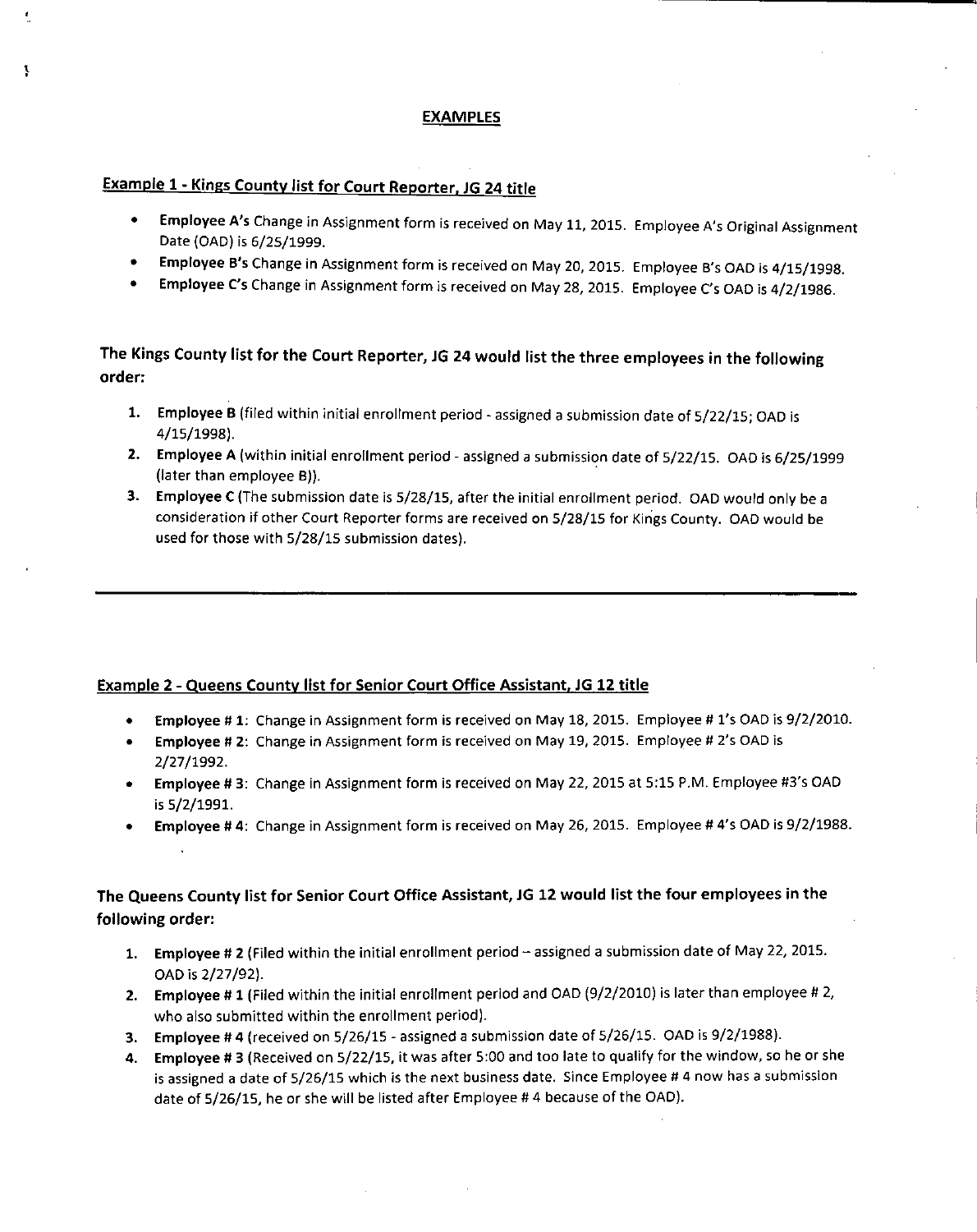## EXAMPLES

### Example 1 - Kings County list for Court Reporter, JG 24 title

- **Employee A's** Change in Assignment form is received on May 11, 2015. Employee A's Original Assignment Date (OAD) is 6/25/1999.
- **Employee B's** Change in Assignment form is received on May 20, 2015. Employee B's OAD is 4/15/1998.
- **Employee C's** Change in Assignment form is received on May 28, 2015. Employee C's OAD is 4/2/1986.

**The Kings County list for the Court Reporter, JG 24 would list the three employees in the following order:**

1. **Employee B** (filed within initial enrollment period - assigned a submission date of 5/22/15; OAD is 4/15/1998).
2. **Employee A** (within initial enrollment period - assigned a submission date of 5/22/15. OAD is 6/25/1999 (later than employee B)).
3. **Employee C** (The submission date is 5/28/15, after the initial enrollment period. OAD would only be a consideration if other Court Reporter forms are received on 5/28/15 for Kings County. OAD would be used for those with 5/28/15 submission dates).

---

### Example 2 - Queens County list for Senior Court Office Assistant, JG 12 title

- **Employee # 1**: Change in Assignment form is received on May 18, 2015. Employee # 1's OAD is 9/2/2010.
- **Employee # 2**: Change in Assignment form is received on May 19, 2015. Employee # 2's OAD is 2/27/1992.
- **Employee # 3**: Change in Assignment form is received on May 22, 2015 at 5:15 P.M. Employee #3's OAD is 5/2/1991.
- **Employee # 4**: Change in Assignment form is received on May 26, 2015. Employee # 4's OAD is 9/2/1988.

**The Queens County list for Senior Court Office Assistant, JG 12 would list the four employees in the following order:**

1. **Employee # 2** (Filed within the initial enrollment period – assigned a submission date of May 22, 2015. OAD is 2/27/92).
2. **Employee # 1** (Filed within the initial enrollment period and OAD (9/2/2010) is later than employee # 2, who also submitted within the enrollment period).
3. **Employee # 4** (received on 5/26/15 - assigned a submission date of 5/26/15. OAD is 9/2/1988).
4. **Employee # 3** (Received on 5/22/15, it was after 5:00 and too late to qualify for the window, so he or she is assigned a date of 5/26/15 which is the next business date. Since Employee # 4 now has a submission date of 5/26/15, he or she will be listed after Employee # 4 because of the OAD).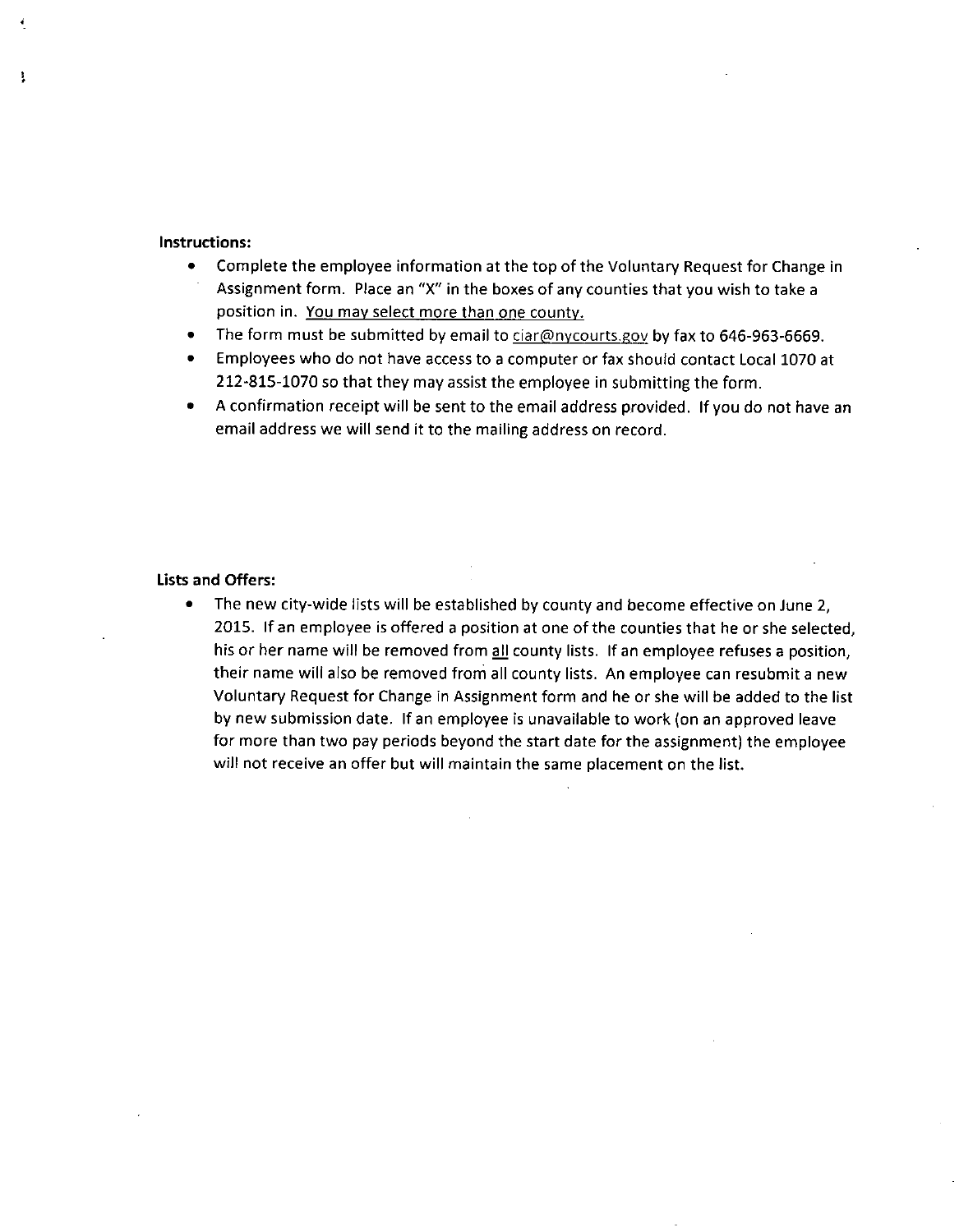**Instructions:**

- Complete the employee information at the top of the Voluntary Request for Change in Assignment form. Place an "X" in the boxes of any counties that you wish to take a position in. <u>You may select more than one county.</u>
- The form must be submitted by email to ciar@nycourts.gov by fax to 646-963-6669.
- Employees who do not have access to a computer or fax should contact Local 1070 at 212-815-1070 so that they may assist the employee in submitting the form.
- A confirmation receipt will be sent to the email address provided. If you do not have an email address we will send it to the mailing address on record.

**Lists and Offers:**

- The new city-wide lists will be established by county and become effective on June 2, 2015. If an employee is offered a position at one of the counties that he or she selected, his or her name will be removed from <u>all</u> county lists. If an employee refuses a position, their name will also be removed from all county lists. An employee can resubmit a new Voluntary Request for Change in Assignment form and he or she will be added to the list by new submission date. If an employee is unavailable to work (on an approved leave for more than two pay periods beyond the start date for the assignment) the employee will not receive an offer but will maintain the same placement on the list.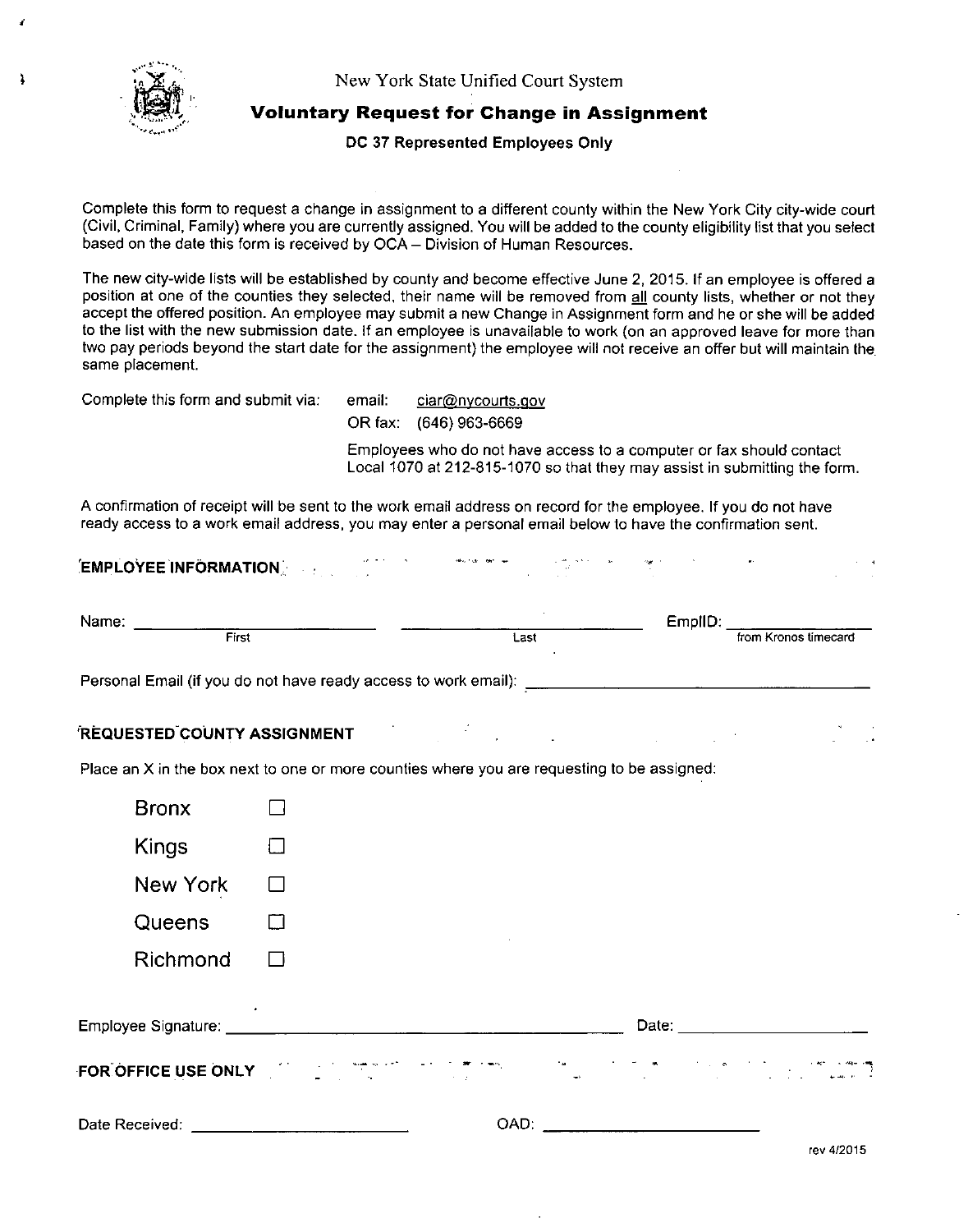New York State Unified Court System

# Voluntary Request for Change in Assignment

**DC 37 Represented Employees Only**

Complete this form to request a change in assignment to a different county within the New York City city-wide court (Civil, Criminal, Family) where you are currently assigned. You will be added to the county eligibility list that you select based on the date this form is received by OCA – Division of Human Resources.

The new city-wide lists will be established by county and become effective June 2, 2015. If an employee is offered a position at one of the counties they selected, their name will be removed from all county lists, whether or not they accept the offered position. An employee may submit a new Change in Assignment form and he or she will be added to the list with the new submission date. If an employee is unavailable to work (on an approved leave for more than two pay periods beyond the start date for the assignment) the employee will not receive an offer but will maintain the same placement.

Complete this form and submit via: email: ciar@nycourts.gov
OR fax: (646) 963-6669

Employees who do not have access to a computer or fax should contact Local 1070 at 212-815-1070 so that they may assist in submitting the form.

A confirmation of receipt will be sent to the work email address on record for the employee. If you do not have ready access to a work email address, you may enter a personal email below to have the confirmation sent.

## EMPLOYEE INFORMATION

Name: ______________________ ______________________ EmplID: ______________
First Last from Kronos timecard

Personal Email (if you do not have ready access to work email): ______________________

## REQUESTED COUNTY ASSIGNMENT

Place an X in the box next to one or more counties where you are requesting to be assigned:

- Bronx ☐
- Kings ☐
- New York ☐
- Queens ☐
- Richmond ☐

Employee Signature: ______________________ Date: ______________

## FOR OFFICE USE ONLY

Date Received: ______________ OAD: ______________

rev 4/2015